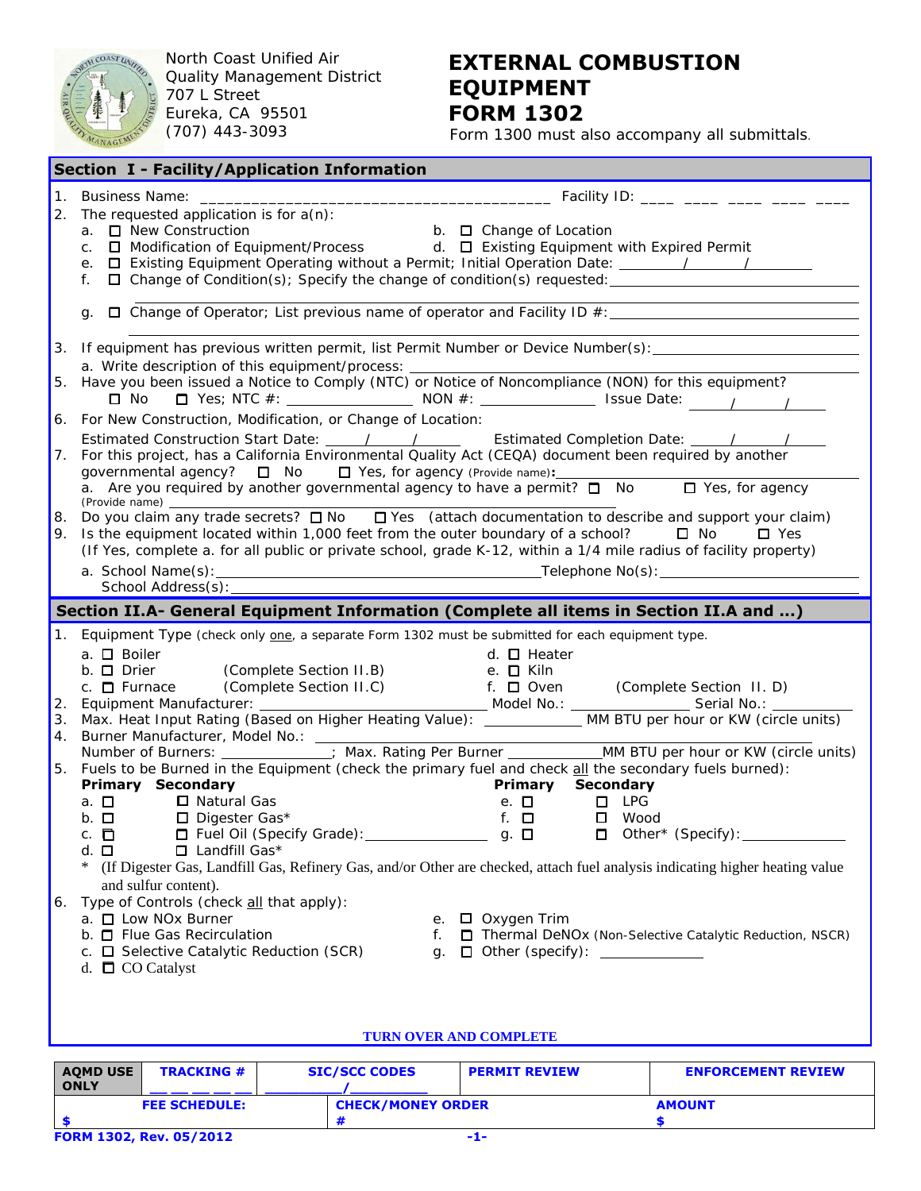North Coast Unified Air Quality Management District
707 L Street
Eureka, CA 95501
(707) 443-3093

# EXTERNAL COMBUSTION EQUIPMENT FORM 1302

Form 1300 must also accompany all submittals.

## Section I - Facility/Application Information

1. Business Name: ______________________________________ Facility ID: ____ ____ ____ ____ ____
2. The requested application is for a(n):
   - a. ☐ New Construction
   - b. ☐ Change of Location
   - c. ☐ Modification of Equipment/Process
   - d. ☐ Existing Equipment with Expired Permit
   - e. ☐ Existing Equipment Operating without a Permit; Initial Operation Date: ______/______/______
   - f. ☐ Change of Condition(s); Specify the change of condition(s) requested: ______________________
   - g. ☐ Change of Operator; List previous name of operator and Facility ID #: ______________________
3. If equipment has previous written permit, list Permit Number or Device Number(s): ______________________
   - a. Write description of this equipment/process: ______________________
5. Have you been issued a Notice to Comply (NTC) or Notice of Noncompliance (NON) for this equipment?
   ☐ No ☐ Yes; NTC #: ____________ NON #: ____________ Issue Date: ____/____/____
6. For New Construction, Modification, or Change of Location:
   Estimated Construction Start Date: ____/____/____ Estimated Completion Date: ____/____/____
7. For this project, has a California Environmental Quality Act (CEQA) document been required by another governmental agency? ☐ No ☐ Yes, for agency (Provide name): ______________________
   - a. Are you required by another governmental agency to have a permit? ☐ No ☐ Yes, for agency (Provide name) ______________________
8. Do you claim any trade secrets? ☐ No ☐ Yes (attach documentation to describe and support your claim)
9. Is the equipment located within 1,000 feet from the outer boundary of a school? ☐ No ☐ Yes
   (If Yes, complete a. for all public or private school, grade K-12, within a 1/4 mile radius of facility property)
   - a. School Name(s): ______________________ Telephone No(s): ______________________
     School Address(s): ______________________

## Section II.A- General Equipment Information (Complete all items in Section II.A and ...)

1. Equipment Type (check only one, a separate Form 1302 must be submitted for each equipment type.
   - a. ☐ Boiler
   - b. ☐ Drier (Complete Section II.B)
   - c. ☐ Furnace (Complete Section II.C)
   - d. ☐ Heater
   - e. ☐ Kiln
   - f. ☐ Oven (Complete Section II. D)
2. Equipment Manufacturer: ______________________ Model No.: ____________ Serial No.: ____________
3. Max. Heat Input Rating (Based on Higher Heating Value): ____________ MM BTU per hour or KW (circle units)
4. Burner Manufacturer, Model No.: ______________________
   Number of Burners: ____________; Max. Rating Per Burner ____________ MM BTU per hour or KW (circle units)
5. Fuels to be Burned in the Equipment (check the primary fuel and check all the secondary fuels burned):

| | Primary | Secondary | | | Primary | Secondary | |
|---|---|---|---|---|---|---|---|
| a. | ☐ | ☐ | Natural Gas | e. | ☐ | ☐ | LPG |
| b. | ☐ | ☐ | Digester Gas* | f. | ☐ | ☐ | Wood |
| c. | ☐ | ☐ | Fuel Oil (Specify Grade): ____________ | g. | ☐ | ☐ | Other* (Specify): ____________ |
| d. | ☐ | ☐ | Landfill Gas* | | | | |

   \* (If Digester Gas, Landfill Gas, Refinery Gas, and/or Other are checked, attach fuel analysis indicating higher heating value and sulfur content).
6. Type of Controls (check all that apply):
   - a. ☐ Low NOx Burner
   - b. ☐ Flue Gas Recirculation
   - c. ☐ Selective Catalytic Reduction (SCR)
   - d. ☐ CO Catalyst
   - e. ☐ Oxygen Trim
   - f. ☐ Thermal DeNOx (Non-Selective Catalytic Reduction, NSCR)
   - g. ☐ Other (specify): ____________

TURN OVER AND COMPLETE

| AQMD USE ONLY | TRACKING # | SIC/SCC CODES | PERMIT REVIEW | ENFORCEMENT REVIEW |
|---|---|---|---|---|
| | __ __ __ __ | ______/______ | | |
| FEE SCHEDULE: $ | | CHECK/MONEY ORDER # | | AMOUNT $ |

FORM 1302, Rev. 05/2012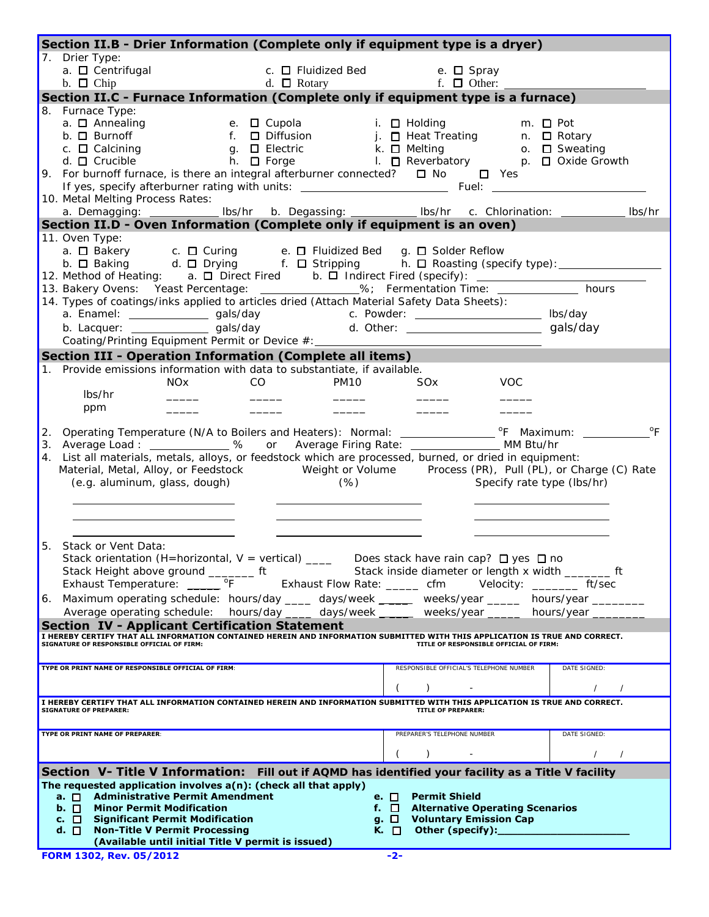## Section II.B - Drier Information (Complete only if equipment type is a dryer)

7. Drier Type:
   - a. ☐ Centrifugal
   - b. ☐ Chip
   - c. ☐ Fluidized Bed
   - d. ☐ Rotary
   - e. ☐ Spray
   - f. ☐ Other: ____________________

## Section II.C - Furnace Information (Complete only if equipment type is a furnace)

8. Furnace Type:
   - a. ☐ Annealing
   - b. ☐ Burnoff
   - c. ☐ Calcining
   - d. ☐ Crucible
   - e. ☐ Cupola
   - f. ☐ Diffusion
   - g. ☐ Electric
   - h. ☐ Forge
   - i. ☐ Holding
   - j. ☐ Heat Treating
   - k. ☐ Melting
   - l. ☐ Reverbatory
   - m. ☐ Pot
   - n. ☐ Rotary
   - o. ☐ Sweating
   - p. ☐ Oxide Growth
9. For burnoff furnace, is there an integral afterburner connected? ☐ No ☐ Yes
   If yes, specify afterburner rating with units: ____________________ Fuel: ____________________
10. Metal Melting Process Rates:
    a. Demagging: __________ lbs/hr b. Degassing: __________ lbs/hr c. Chlorination: __________ lbs/hr

## Section II.D - Oven Information (Complete only if equipment is an oven)

11. Oven Type:
    - a. ☐ Bakery
    - b. ☐ Baking
    - c. ☐ Curing
    - d. ☐ Drying
    - e. ☐ Fluidized Bed
    - f. ☐ Stripping
    - g. ☐ Solder Reflow
    - h. ☐ Roasting (specify type): ____________________
12. Method of Heating: a. ☐ Direct Fired b. ☐ Indirect Fired (specify): ____________________
13. Bakery Ovens: Yeast Percentage: __________%; Fermentation Time: __________ hours
14. Types of coatings/inks applied to articles dried (Attach Material Safety Data Sheets):
    a. Enamel: __________ gals/day c. Powder: __________ lbs/day
    b. Lacquer: __________ gals/day d. Other: __________ gals/day
    Coating/Printing Equipment Permit or Device #: ____________________

## Section III - Operation Information (Complete all items)

1. Provide emissions information with data to substantiate, if available.

| | NOx | CO | PM10 | SOx | VOC |
|---|---|---|---|---|---|
| lbs/hr | _____ | _____ | _____ | _____ | _____ |
| ppm | _____ | _____ | _____ | _____ | _____ |

2. Operating Temperature (N/A to Boilers and Heaters): Normal: __________ °F Maximum: __________ °F
3. Average Load : __________ % or Average Firing Rate: __________ MM Btu/hr
4. List all materials, metals, alloys, or feedstock which are processed, burned, or dried in equipment:

| Material, Metal, Alloy, or Feedstock (e.g. aluminum, glass, dough) | Weight or Volume (%) | Process (PR), Pull (PL), or Charge (C) Rate Specify rate type (lbs/hr) |
|---|---|---|
| | | |
| | | |
| | | |

5. Stack or Vent Data:
   Stack orientation (H=horizontal, V = vertical) ____ Does stack have rain cap? ☐ yes ☐ no
   Stack Height above ground _______ ft Stack inside diameter or length x width _______ ft
   Exhaust Temperature: _____ °F Exhaust Flow Rate: _____ cfm Velocity: _______ ft/sec
6. Maximum operating schedule: hours/day ____ days/week _____ weeks/year _____ hours/year ________
   Average operating schedule: hours/day ____ days/week _____ weeks/year _____ hours/year ________

## Section IV - Applicant Certification Statement

**I HEREBY CERTIFY THAT ALL INFORMATION CONTAINED HEREIN AND INFORMATION SUBMITTED WITH THIS APPLICATION IS TRUE AND CORRECT.**

| SIGNATURE OF RESPONSIBLE OFFICIAL OF FIRM: | TITLE OF RESPONSIBLE OFFICIAL OF FIRM: | |
|---|---|---|
| TYPE OR PRINT NAME OF RESPONSIBLE OFFICIAL OF FIRM: | RESPONSIBLE OFFICIAL'S TELEPHONE NUMBER<br>( ) - | DATE SIGNED:<br>/ / |

**I HEREBY CERTIFY THAT ALL INFORMATION CONTAINED HEREIN AND INFORMATION SUBMITTED WITH THIS APPLICATION IS TRUE AND CORRECT.**

| SIGNATURE OF PREPARER: | TITLE OF PREPARER: | |
|---|---|---|
| TYPE OR PRINT NAME OF PREPARER: | PREPARER'S TELEPHONE NUMBER<br>( ) - | DATE SIGNED:<br>/ / |

## Section V- Title V Information: Fill out if AQMD has identified your facility as a Title V facility

**The requested application involves a(n): (check all that apply)**

- **a. ☐ Administrative Permit Amendment**
- **b. ☐ Minor Permit Modification**
- **c. ☐ Significant Permit Modification**
- **d. ☐ Non-Title V Permit Processing (Available until initial Title V permit is issued)**
- **e. ☐ Permit Shield**
- **f. ☐ Alternative Operating Scenarios**
- **g. ☐ Voluntary Emission Cap**
- **K. ☐ Other (specify):____________________**

**FORM 1302, Rev. 05/2012**